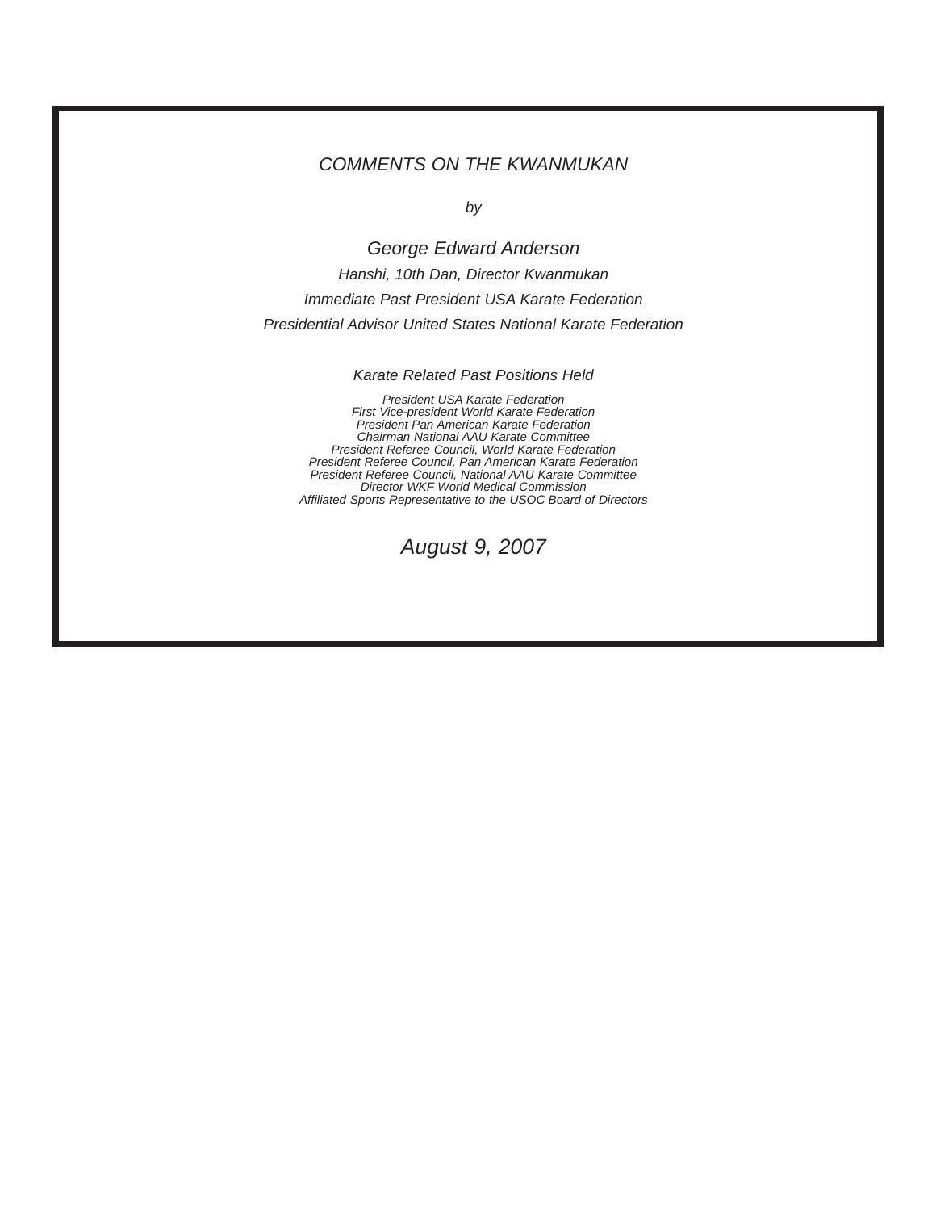# *COMMENTS ON THE KWANMUKAN*

*by*

## *George Edward Anderson*

*Hanshi, 10th Dan, Director Kwanmukan*

*Immediate Past President USA Karate Federation*

*Presidential Advisor United States National Karate Federation*

### *Karate Related Past Positions Held*

*President USA Karate Federation*
*First Vice-president World Karate Federation*
*President Pan American Karate Federation*
*Chairman National AAU Karate Committee*
*President Referee Council, World Karate Federation*
*President Referee Council, Pan American Karate Federation*
*President Referee Council, National AAU Karate Committee*
*Director WKF World Medical Commission*
*Affiliated Sports Representative to the USOC Board of Directors*

*August 9, 2007*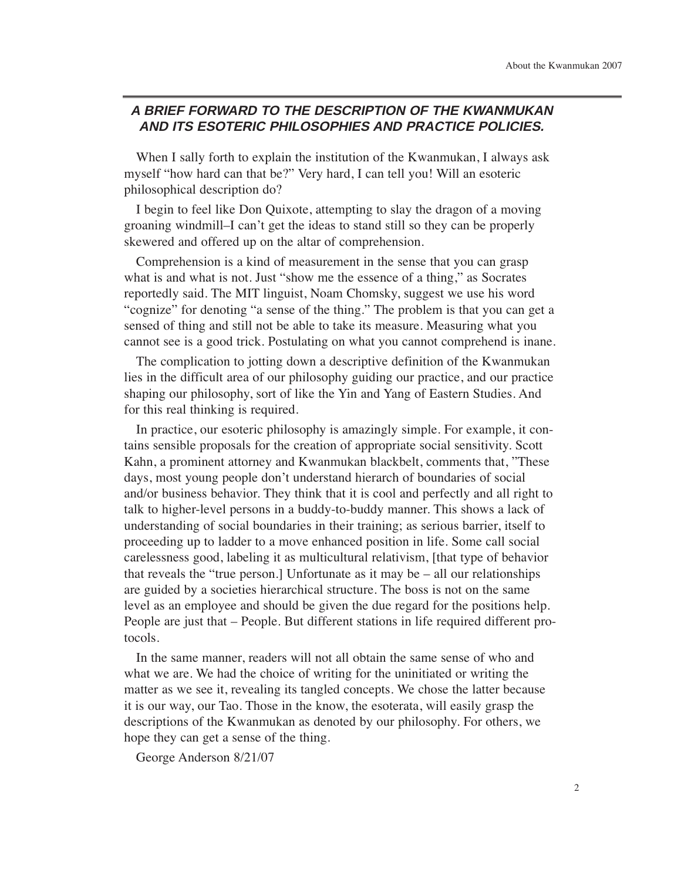## *A BRIEF FORWARD TO THE DESCRIPTION OF THE KWANMUKAN AND ITS ESOTERIC PHILOSOPHIES AND PRACTICE POLICIES.*

When I sally forth to explain the institution of the Kwanmukan, I always ask myself "how hard can that be?" Very hard, I can tell you! Will an esoteric philosophical description do?

I begin to feel like Don Quixote, attempting to slay the dragon of a moving groaning windmill–I can't get the ideas to stand still so they can be properly skewered and offered up on the altar of comprehension.

Comprehension is a kind of measurement in the sense that you can grasp what is and what is not. Just "show me the essence of a thing," as Socrates reportedly said. The MIT linguist, Noam Chomsky, suggest we use his word "cognize" for denoting "a sense of the thing." The problem is that you can get a sensed of thing and still not be able to take its measure. Measuring what you cannot see is a good trick. Postulating on what you cannot comprehend is inane.

The complication to jotting down a descriptive definition of the Kwanmukan lies in the difficult area of our philosophy guiding our practice, and our practice shaping our philosophy, sort of like the Yin and Yang of Eastern Studies. And for this real thinking is required.

In practice, our esoteric philosophy is amazingly simple. For example, it contains sensible proposals for the creation of appropriate social sensitivity. Scott Kahn, a prominent attorney and Kwanmukan blackbelt, comments that, "These days, most young people don't understand hierarch of boundaries of social and/or business behavior. They think that it is cool and perfectly and all right to talk to higher-level persons in a buddy-to-buddy manner. This shows a lack of understanding of social boundaries in their training; as serious barrier, itself to proceeding up to ladder to a move enhanced position in life. Some call social carelessness good, labeling it as multicultural relativism, [that type of behavior that reveals the "true person.] Unfortunate as it may be – all our relationships are guided by a societies hierarchical structure. The boss is not on the same level as an employee and should be given the due regard for the positions help. People are just that – People. But different stations in life required different protocols.

In the same manner, readers will not all obtain the same sense of who and what we are. We had the choice of writing for the uninitiated or writing the matter as we see it, revealing its tangled concepts. We chose the latter because it is our way, our Tao. Those in the know, the esoterata, will easily grasp the descriptions of the Kwanmukan as denoted by our philosophy. For others, we hope they can get a sense of the thing.

George Anderson 8/21/07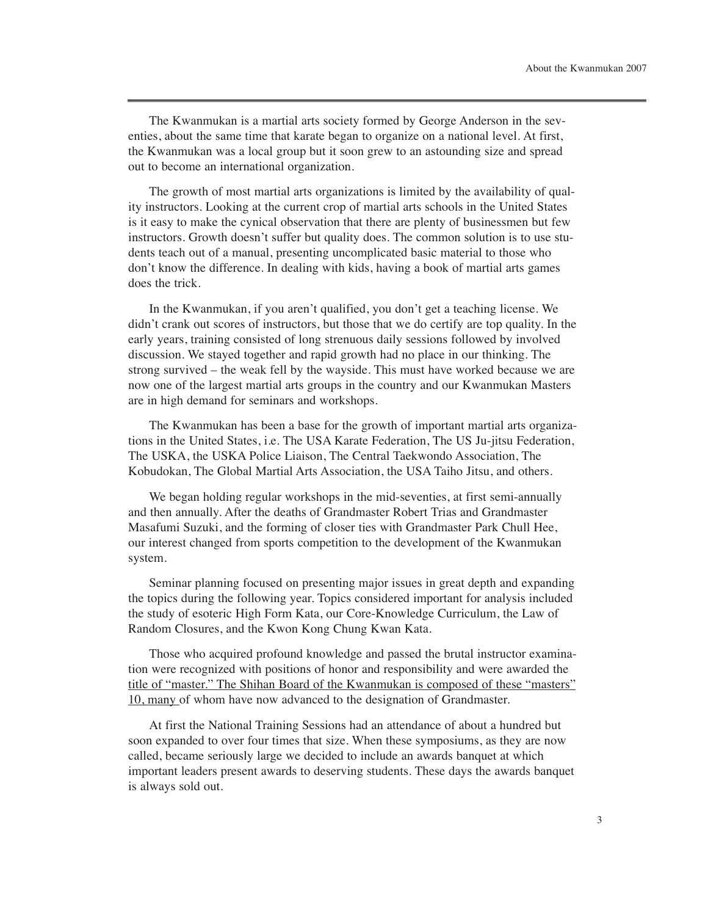The Kwanmukan is a martial arts society formed by George Anderson in the seventies, about the same time that karate began to organize on a national level. At first, the Kwanmukan was a local group but it soon grew to an astounding size and spread out to become an international organization.

The growth of most martial arts organizations is limited by the availability of quality instructors. Looking at the current crop of martial arts schools in the United States is it easy to make the cynical observation that there are plenty of businessmen but few instructors. Growth doesn't suffer but quality does. The common solution is to use students teach out of a manual, presenting uncomplicated basic material to those who don't know the difference. In dealing with kids, having a book of martial arts games does the trick.

In the Kwanmukan, if you aren't qualified, you don't get a teaching license. We didn't crank out scores of instructors, but those that we do certify are top quality. In the early years, training consisted of long strenuous daily sessions followed by involved discussion. We stayed together and rapid growth had no place in our thinking. The strong survived – the weak fell by the wayside. This must have worked because we are now one of the largest martial arts groups in the country and our Kwanmukan Masters are in high demand for seminars and workshops.

The Kwanmukan has been a base for the growth of important martial arts organizations in the United States, i.e. The USA Karate Federation, The US Ju-jitsu Federation, The USKA, the USKA Police Liaison, The Central Taekwondo Association, The Kobudokan, The Global Martial Arts Association, the USA Taiho Jitsu, and others.

We began holding regular workshops in the mid-seventies, at first semi-annually and then annually. After the deaths of Grandmaster Robert Trias and Grandmaster Masafumi Suzuki, and the forming of closer ties with Grandmaster Park Chull Hee, our interest changed from sports competition to the development of the Kwanmukan system.

Seminar planning focused on presenting major issues in great depth and expanding the topics during the following year. Topics considered important for analysis included the study of esoteric High Form Kata, our Core-Knowledge Curriculum, the Law of Random Closures, and the Kwon Kong Chung Kwan Kata.

Those who acquired profound knowledge and passed the brutal instructor examination were recognized with positions of honor and responsibility and were awarded the <u>title of "master." The Shihan Board of the Kwanmukan is composed of these "masters" 10, many</u> of whom have now advanced to the designation of Grandmaster.

At first the National Training Sessions had an attendance of about a hundred but soon expanded to over four times that size. When these symposiums, as they are now called, became seriously large we decided to include an awards banquet at which important leaders present awards to deserving students. These days the awards banquet is always sold out.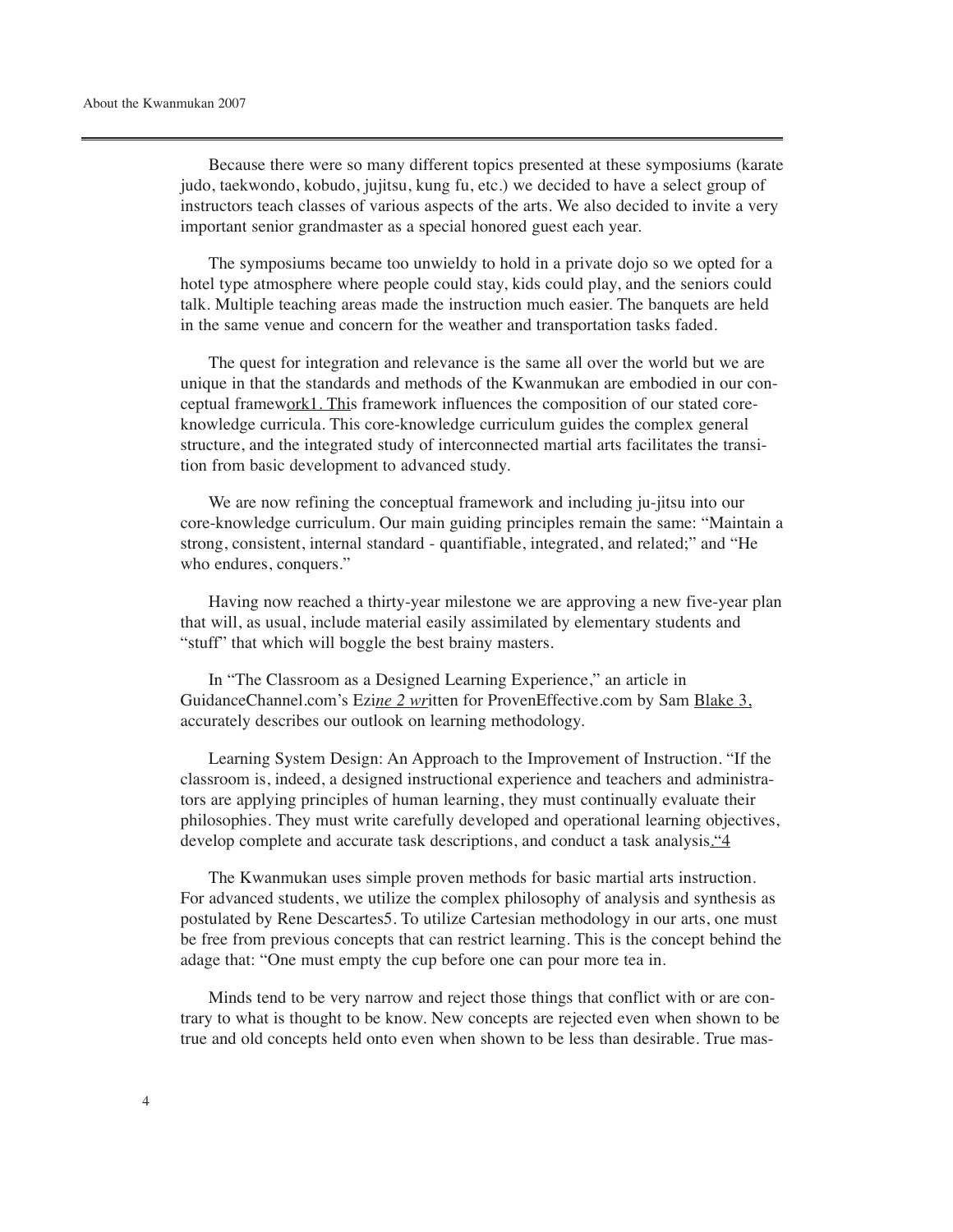Because there were so many different topics presented at these symposiums (karate judo, taekwondo, kobudo, jujitsu, kung fu, etc.) we decided to have a select group of instructors teach classes of various aspects of the arts. We also decided to invite a very important senior grandmaster as a special honored guest each year.

The symposiums became too unwieldy to hold in a private dojo so we opted for a hotel type atmosphere where people could stay, kids could play, and the seniors could talk. Multiple teaching areas made the instruction much easier. The banquets are held in the same venue and concern for the weather and transportation tasks faded.

The quest for integration and relevance is the same all over the world but we are unique in that the standards and methods of the Kwanmukan are embodied in our conceptual framework[1]. This framework influences the composition of our stated core-knowledge curricula. This core-knowledge curriculum guides the complex general structure, and the integrated study of interconnected martial arts facilitates the transition from basic development to advanced study.

We are now refining the conceptual framework and including ju-jitsu into our core-knowledge curriculum. Our main guiding principles remain the same: "Maintain a strong, consistent, internal standard - quantifiable, integrated, and related;" and "He who endures, conquers."

Having now reached a thirty-year milestone we are approving a new five-year plan that will, as usual, include material easily assimilated by elementary students and "stuff" that which will boggle the best brainy masters.

In "The Classroom as a Designed Learning Experience," an article in GuidanceChannel.com's Ezine[2] written for ProvenEffective.com by Sam Blake[3], accurately describes our outlook on learning methodology.

Learning System Design: An Approach to the Improvement of Instruction. "If the classroom is, indeed, a designed instructional experience and teachers and administrators are applying principles of human learning, they must continually evaluate their philosophies. They must write carefully developed and operational learning objectives, develop complete and accurate task descriptions, and conduct a task analysis."[4]

The Kwanmukan uses simple proven methods for basic martial arts instruction. For advanced students, we utilize the complex philosophy of analysis and synthesis as postulated by Rene Descartes[5]. To utilize Cartesian methodology in our arts, one must be free from previous concepts that can restrict learning. This is the concept behind the adage that: "One must empty the cup before one can pour more tea in.

Minds tend to be very narrow and reject those things that conflict with or are contrary to what is thought to be know. New concepts are rejected even when shown to be true and old concepts held onto even when shown to be less than desirable. True mas-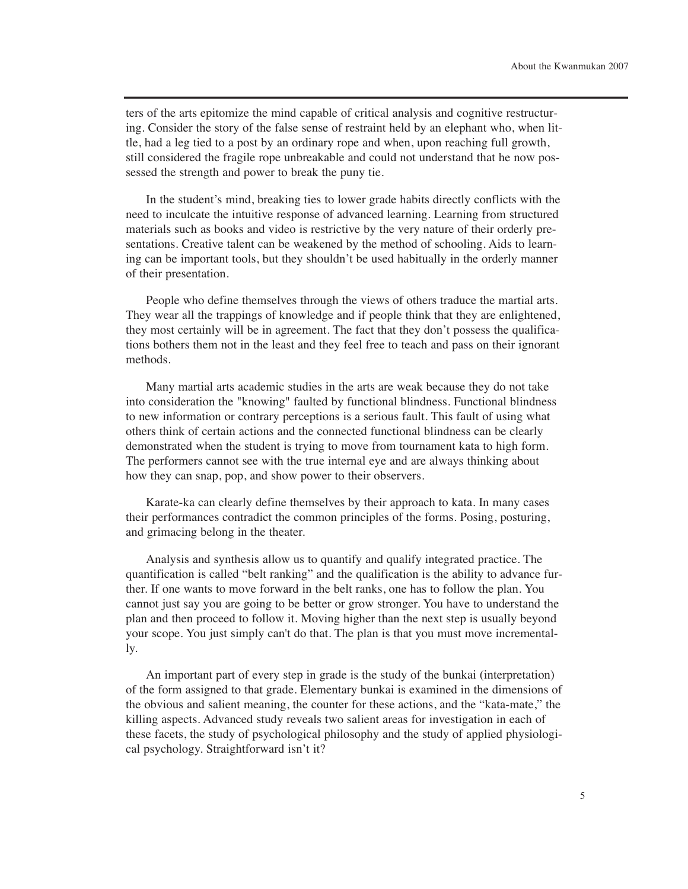ters of the arts epitomize the mind capable of critical analysis and cognitive restructuring. Consider the story of the false sense of restraint held by an elephant who, when little, had a leg tied to a post by an ordinary rope and when, upon reaching full growth, still considered the fragile rope unbreakable and could not understand that he now possessed the strength and power to break the puny tie.

In the student's mind, breaking ties to lower grade habits directly conflicts with the need to inculcate the intuitive response of advanced learning. Learning from structured materials such as books and video is restrictive by the very nature of their orderly presentations. Creative talent can be weakened by the method of schooling. Aids to learning can be important tools, but they shouldn't be used habitually in the orderly manner of their presentation.

People who define themselves through the views of others traduce the martial arts. They wear all the trappings of knowledge and if people think that they are enlightened, they most certainly will be in agreement. The fact that they don't possess the qualifications bothers them not in the least and they feel free to teach and pass on their ignorant methods.

Many martial arts academic studies in the arts are weak because they do not take into consideration the "knowing" faulted by functional blindness. Functional blindness to new information or contrary perceptions is a serious fault. This fault of using what others think of certain actions and the connected functional blindness can be clearly demonstrated when the student is trying to move from tournament kata to high form. The performers cannot see with the true internal eye and are always thinking about how they can snap, pop, and show power to their observers.

Karate-ka can clearly define themselves by their approach to kata. In many cases their performances contradict the common principles of the forms. Posing, posturing, and grimacing belong in the theater.

Analysis and synthesis allow us to quantify and qualify integrated practice. The quantification is called "belt ranking" and the qualification is the ability to advance further. If one wants to move forward in the belt ranks, one has to follow the plan. You cannot just say you are going to be better or grow stronger. You have to understand the plan and then proceed to follow it. Moving higher than the next step is usually beyond your scope. You just simply can't do that. The plan is that you must move incrementally.

An important part of every step in grade is the study of the bunkai (interpretation) of the form assigned to that grade. Elementary bunkai is examined in the dimensions of the obvious and salient meaning, the counter for these actions, and the "kata-mate," the killing aspects. Advanced study reveals two salient areas for investigation in each of these facets, the study of psychological philosophy and the study of applied physiological psychology. Straightforward isn't it?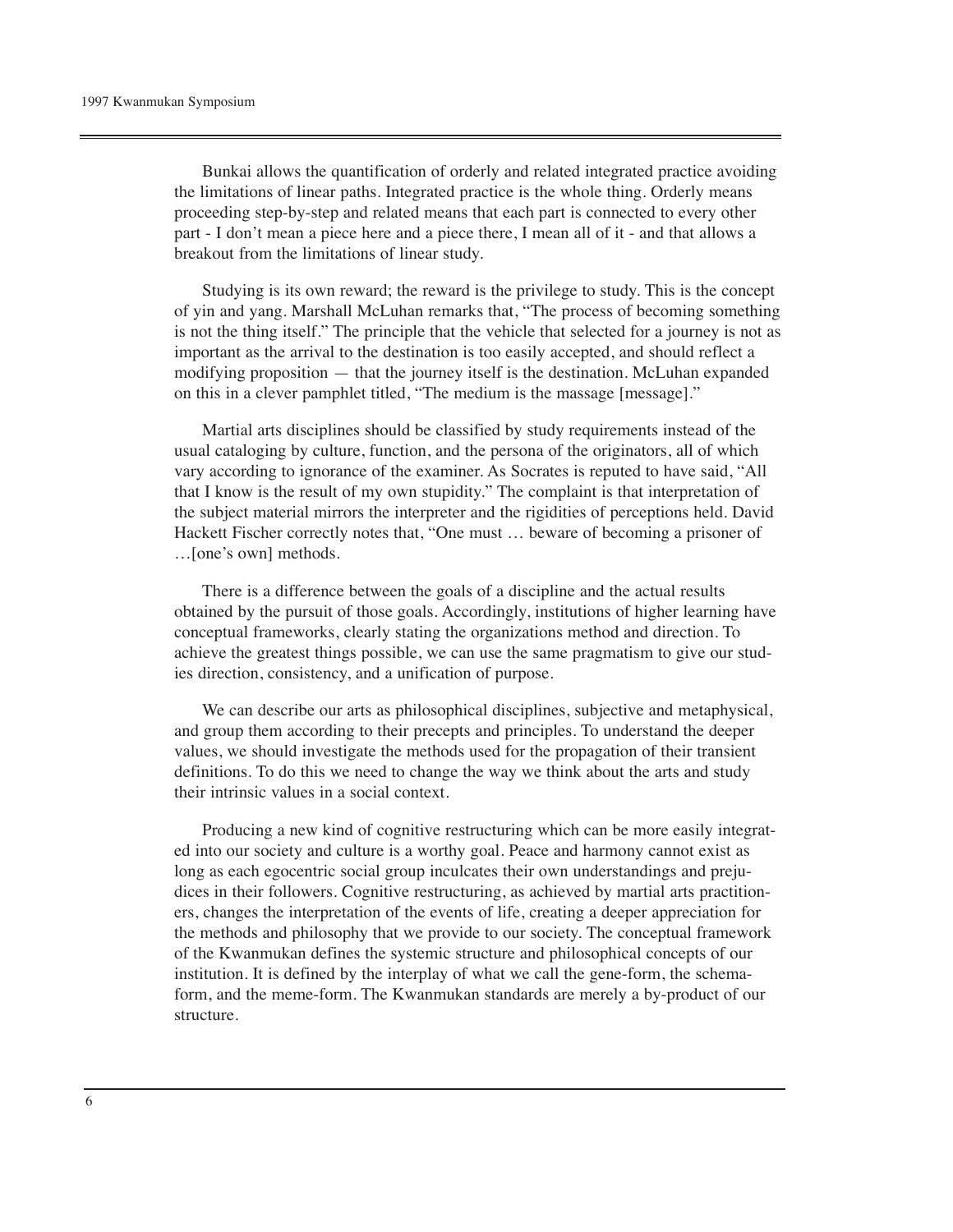Bunkai allows the quantification of orderly and related integrated practice avoiding the limitations of linear paths. Integrated practice is the whole thing. Orderly means proceeding step-by-step and related means that each part is connected to every other part - I don't mean a piece here and a piece there, I mean all of it - and that allows a breakout from the limitations of linear study.

Studying is its own reward; the reward is the privilege to study. This is the concept of yin and yang. Marshall McLuhan remarks that, "The process of becoming something is not the thing itself." The principle that the vehicle that selected for a journey is not as important as the arrival to the destination is too easily accepted, and should reflect a modifying proposition — that the journey itself is the destination. McLuhan expanded on this in a clever pamphlet titled, "The medium is the massage [message]."

Martial arts disciplines should be classified by study requirements instead of the usual cataloging by culture, function, and the persona of the originators, all of which vary according to ignorance of the examiner. As Socrates is reputed to have said, "All that I know is the result of my own stupidity." The complaint is that interpretation of the subject material mirrors the interpreter and the rigidities of perceptions held. David Hackett Fischer correctly notes that, "One must … beware of becoming a prisoner of …[one's own] methods.

There is a difference between the goals of a discipline and the actual results obtained by the pursuit of those goals. Accordingly, institutions of higher learning have conceptual frameworks, clearly stating the organizations method and direction. To achieve the greatest things possible, we can use the same pragmatism to give our studies direction, consistency, and a unification of purpose.

We can describe our arts as philosophical disciplines, subjective and metaphysical, and group them according to their precepts and principles. To understand the deeper values, we should investigate the methods used for the propagation of their transient definitions. To do this we need to change the way we think about the arts and study their intrinsic values in a social context.

Producing a new kind of cognitive restructuring which can be more easily integrated into our society and culture is a worthy goal. Peace and harmony cannot exist as long as each egocentric social group inculcates their own understandings and prejudices in their followers. Cognitive restructuring, as achieved by martial arts practitioners, changes the interpretation of the events of life, creating a deeper appreciation for the methods and philosophy that we provide to our society. The conceptual framework of the Kwanmukan defines the systemic structure and philosophical concepts of our institution. It is defined by the interplay of what we call the gene-form, the schema-form, and the meme-form. The Kwanmukan standards are merely a by-product of our structure.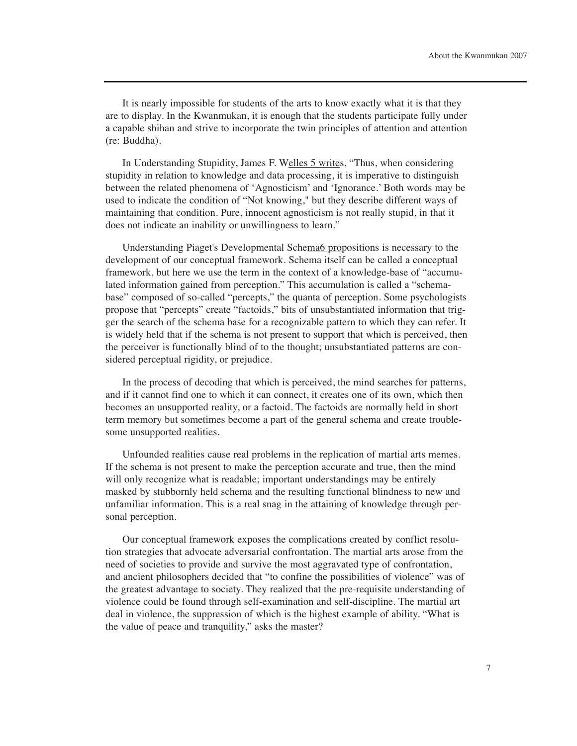It is nearly impossible for students of the arts to know exactly what it is that they are to display. In the Kwanmukan, it is enough that the students participate fully under a capable shihan and strive to incorporate the twin principles of attention and attention (re: Buddha).

In Understanding Stupidity, James F. Welles [5] writes, "Thus, when considering stupidity in relation to knowledge and data processing, it is imperative to distinguish between the related phenomena of 'Agnosticism' and 'Ignorance.' Both words may be used to indicate the condition of "Not knowing," but they describe different ways of maintaining that condition. Pure, innocent agnosticism is not really stupid, in that it does not indicate an inability or unwillingness to learn."

Understanding Piaget's Developmental Schema[6] propositions is necessary to the development of our conceptual framework. Schema itself can be called a conceptual framework, but here we use the term in the context of a knowledge-base of "accumulated information gained from perception." This accumulation is called a "schema-base" composed of so-called "percepts," the quanta of perception. Some psychologists propose that "percepts" create "factoids," bits of unsubstantiated information that trigger the search of the schema base for a recognizable pattern to which they can refer. It is widely held that if the schema is not present to support that which is perceived, then the perceiver is functionally blind of to the thought; unsubstantiated patterns are considered perceptual rigidity, or prejudice.

In the process of decoding that which is perceived, the mind searches for patterns, and if it cannot find one to which it can connect, it creates one of its own, which then becomes an unsupported reality, or a factoid. The factoids are normally held in short term memory but sometimes become a part of the general schema and create troublesome unsupported realities.

Unfounded realities cause real problems in the replication of martial arts memes. If the schema is not present to make the perception accurate and true, then the mind will only recognize what is readable; important understandings may be entirely masked by stubbornly held schema and the resulting functional blindness to new and unfamiliar information. This is a real snag in the attaining of knowledge through personal perception.

Our conceptual framework exposes the complications created by conflict resolution strategies that advocate adversarial confrontation. The martial arts arose from the need of societies to provide and survive the most aggravated type of confrontation, and ancient philosophers decided that "to confine the possibilities of violence" was of the greatest advantage to society. They realized that the pre-requisite understanding of violence could be found through self-examination and self-discipline. The martial art deal in violence, the suppression of which is the highest example of ability. "What is the value of peace and tranquility," asks the master?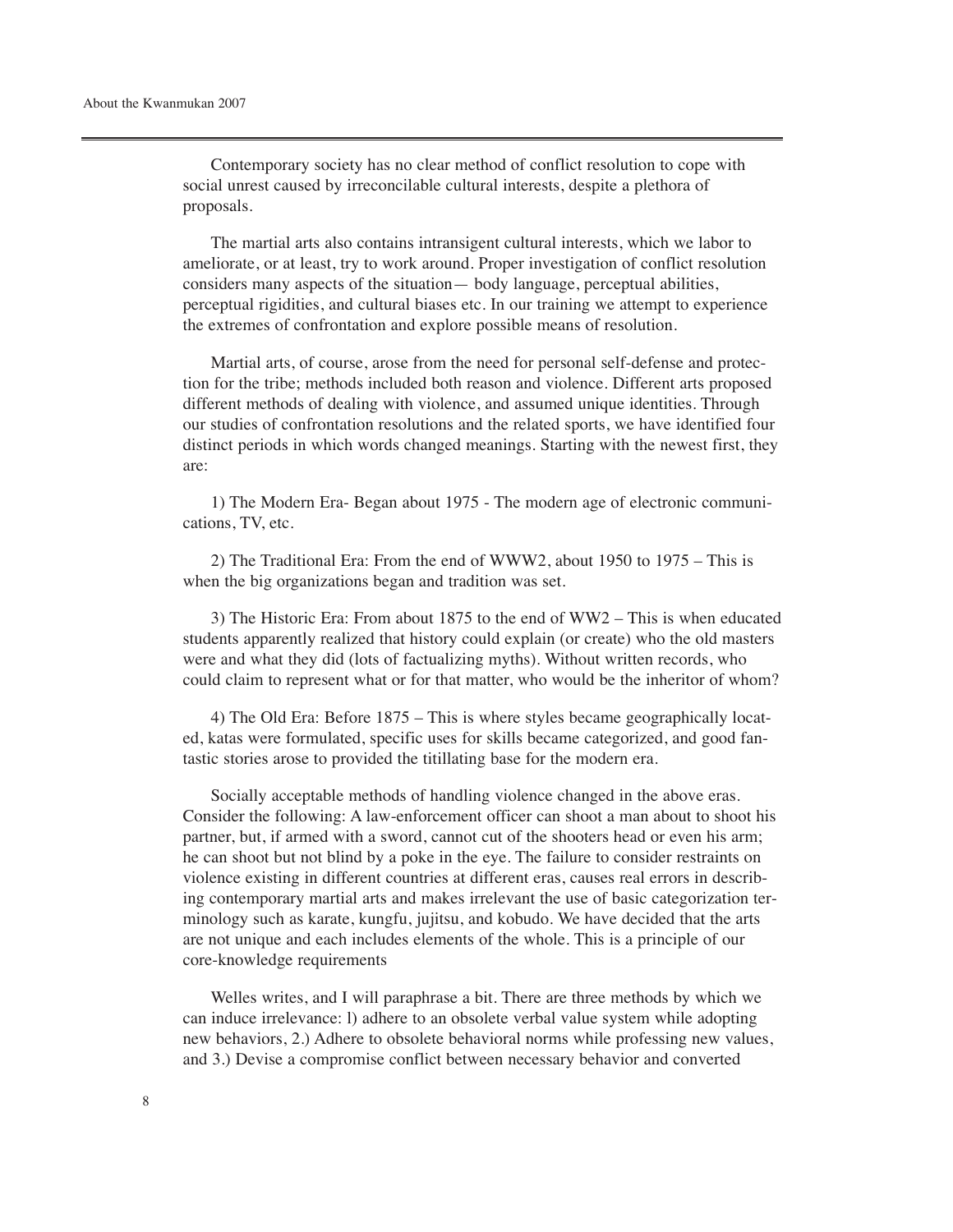Contemporary society has no clear method of conflict resolution to cope with social unrest caused by irreconcilable cultural interests, despite a plethora of proposals.

The martial arts also contains intransigent cultural interests, which we labor to ameliorate, or at least, try to work around. Proper investigation of conflict resolution considers many aspects of the situation— body language, perceptual abilities, perceptual rigidities, and cultural biases etc. In our training we attempt to experience the extremes of confrontation and explore possible means of resolution.

Martial arts, of course, arose from the need for personal self-defense and protection for the tribe; methods included both reason and violence. Different arts proposed different methods of dealing with violence, and assumed unique identities. Through our studies of confrontation resolutions and the related sports, we have identified four distinct periods in which words changed meanings. Starting with the newest first, they are:

1) The Modern Era- Began about 1975 - The modern age of electronic communications, TV, etc.

2) The Traditional Era: From the end of WWW2, about 1950 to 1975 – This is when the big organizations began and tradition was set.

3) The Historic Era: From about 1875 to the end of WW2 – This is when educated students apparently realized that history could explain (or create) who the old masters were and what they did (lots of factualizing myths). Without written records, who could claim to represent what or for that matter, who would be the inheritor of whom?

4) The Old Era: Before 1875 – This is where styles became geographically located, katas were formulated, specific uses for skills became categorized, and good fantastic stories arose to provided the titillating base for the modern era.

Socially acceptable methods of handling violence changed in the above eras. Consider the following: A law-enforcement officer can shoot a man about to shoot his partner, but, if armed with a sword, cannot cut of the shooters head or even his arm; he can shoot but not blind by a poke in the eye. The failure to consider restraints on violence existing in different countries at different eras, causes real errors in describing contemporary martial arts and makes irrelevant the use of basic categorization terminology such as karate, kungfu, jujitsu, and kobudo. We have decided that the arts are not unique and each includes elements of the whole. This is a principle of our core-knowledge requirements

Welles writes, and I will paraphrase a bit. There are three methods by which we can induce irrelevance: l) adhere to an obsolete verbal value system while adopting new behaviors, 2.) Adhere to obsolete behavioral norms while professing new values, and 3.) Devise a compromise conflict between necessary behavior and converted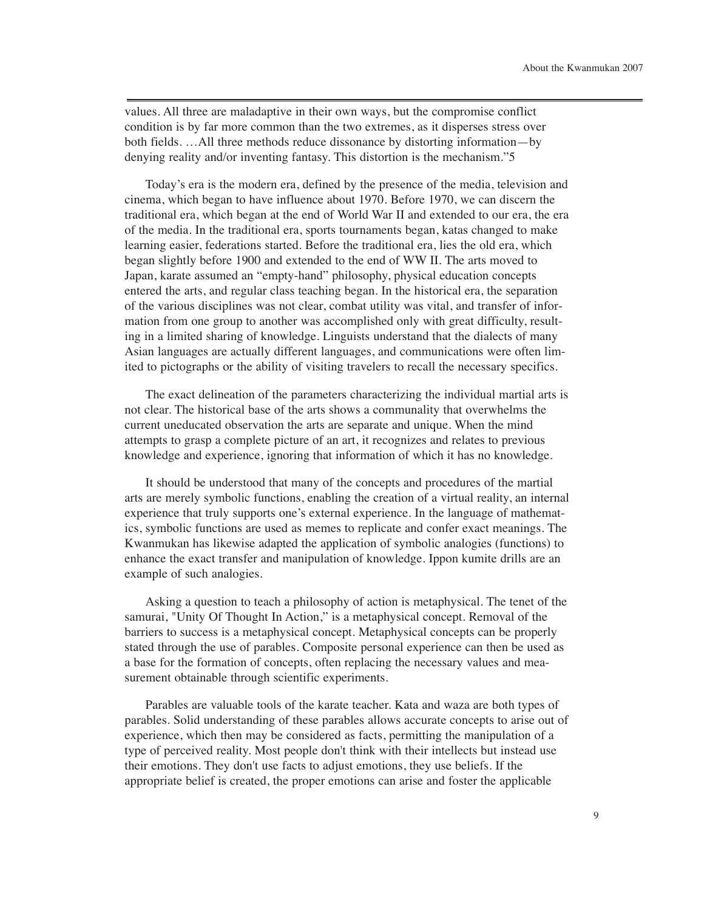values. All three are maladaptive in their own ways, but the compromise conflict condition is by far more common than the two extremes, as it disperses stress over both fields. …All three methods reduce dissonance by distorting information—by denying reality and/or inventing fantasy. This distortion is the mechanism."5

Today's era is the modern era, defined by the presence of the media, television and cinema, which began to have influence about 1970. Before 1970, we can discern the traditional era, which began at the end of World War II and extended to our era, the era of the media. In the traditional era, sports tournaments began, katas changed to make learning easier, federations started. Before the traditional era, lies the old era, which began slightly before 1900 and extended to the end of WW II. The arts moved to Japan, karate assumed an "empty-hand" philosophy, physical education concepts entered the arts, and regular class teaching began. In the historical era, the separation of the various disciplines was not clear, combat utility was vital, and transfer of information from one group to another was accomplished only with great difficulty, resulting in a limited sharing of knowledge. Linguists understand that the dialects of many Asian languages are actually different languages, and communications were often limited to pictographs or the ability of visiting travelers to recall the necessary specifics.

The exact delineation of the parameters characterizing the individual martial arts is not clear. The historical base of the arts shows a communality that overwhelms the current uneducated observation the arts are separate and unique. When the mind attempts to grasp a complete picture of an art, it recognizes and relates to previous knowledge and experience, ignoring that information of which it has no knowledge.

It should be understood that many of the concepts and procedures of the martial arts are merely symbolic functions, enabling the creation of a virtual reality, an internal experience that truly supports one's external experience. In the language of mathematics, symbolic functions are used as memes to replicate and confer exact meanings. The Kwanmukan has likewise adapted the application of symbolic analogies (functions) to enhance the exact transfer and manipulation of knowledge. Ippon kumite drills are an example of such analogies.

Asking a question to teach a philosophy of action is metaphysical. The tenet of the samurai, "Unity Of Thought In Action," is a metaphysical concept. Removal of the barriers to success is a metaphysical concept. Metaphysical concepts can be properly stated through the use of parables. Composite personal experience can then be used as a base for the formation of concepts, often replacing the necessary values and measurement obtainable through scientific experiments.

Parables are valuable tools of the karate teacher. Kata and waza are both types of parables. Solid understanding of these parables allows accurate concepts to arise out of experience, which then may be considered as facts, permitting the manipulation of a type of perceived reality. Most people don't think with their intellects but instead use their emotions. They don't use facts to adjust emotions, they use beliefs. If the appropriate belief is created, the proper emotions can arise and foster the applicable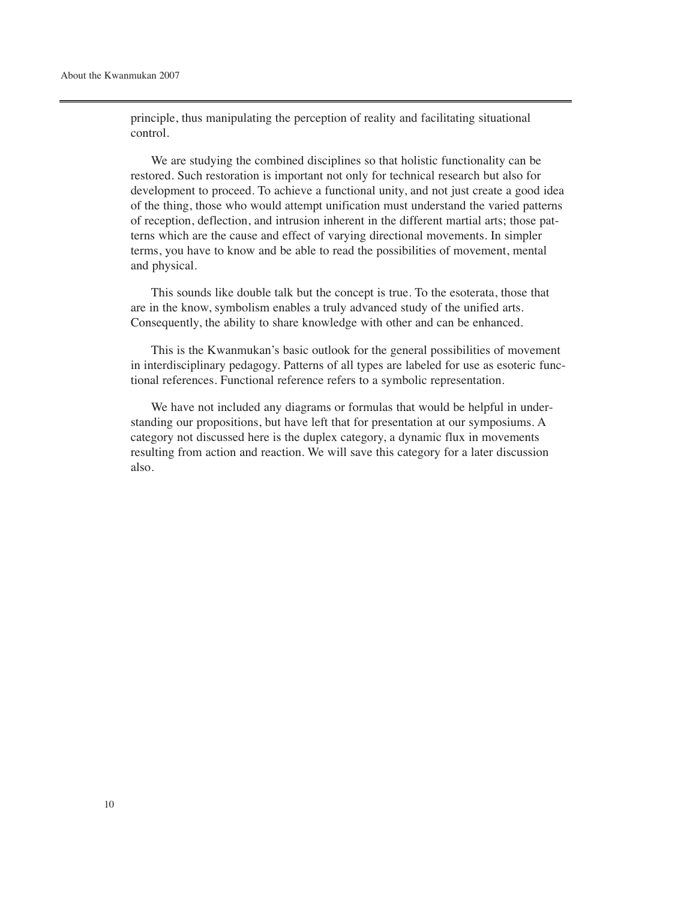principle, thus manipulating the perception of reality and facilitating situational control.

We are studying the combined disciplines so that holistic functionality can be restored. Such restoration is important not only for technical research but also for development to proceed. To achieve a functional unity, and not just create a good idea of the thing, those who would attempt unification must understand the varied patterns of reception, deflection, and intrusion inherent in the different martial arts; those patterns which are the cause and effect of varying directional movements. In simpler terms, you have to know and be able to read the possibilities of movement, mental and physical.

This sounds like double talk but the concept is true. To the esoterata, those that are in the know, symbolism enables a truly advanced study of the unified arts. Consequently, the ability to share knowledge with other and can be enhanced.

This is the Kwanmukan's basic outlook for the general possibilities of movement in interdisciplinary pedagogy. Patterns of all types are labeled for use as esoteric functional references. Functional reference refers to a symbolic representation.

We have not included any diagrams or formulas that would be helpful in understanding our propositions, but have left that for presentation at our symposiums. A category not discussed here is the duplex category, a dynamic flux in movements resulting from action and reaction. We will save this category for a later discussion also.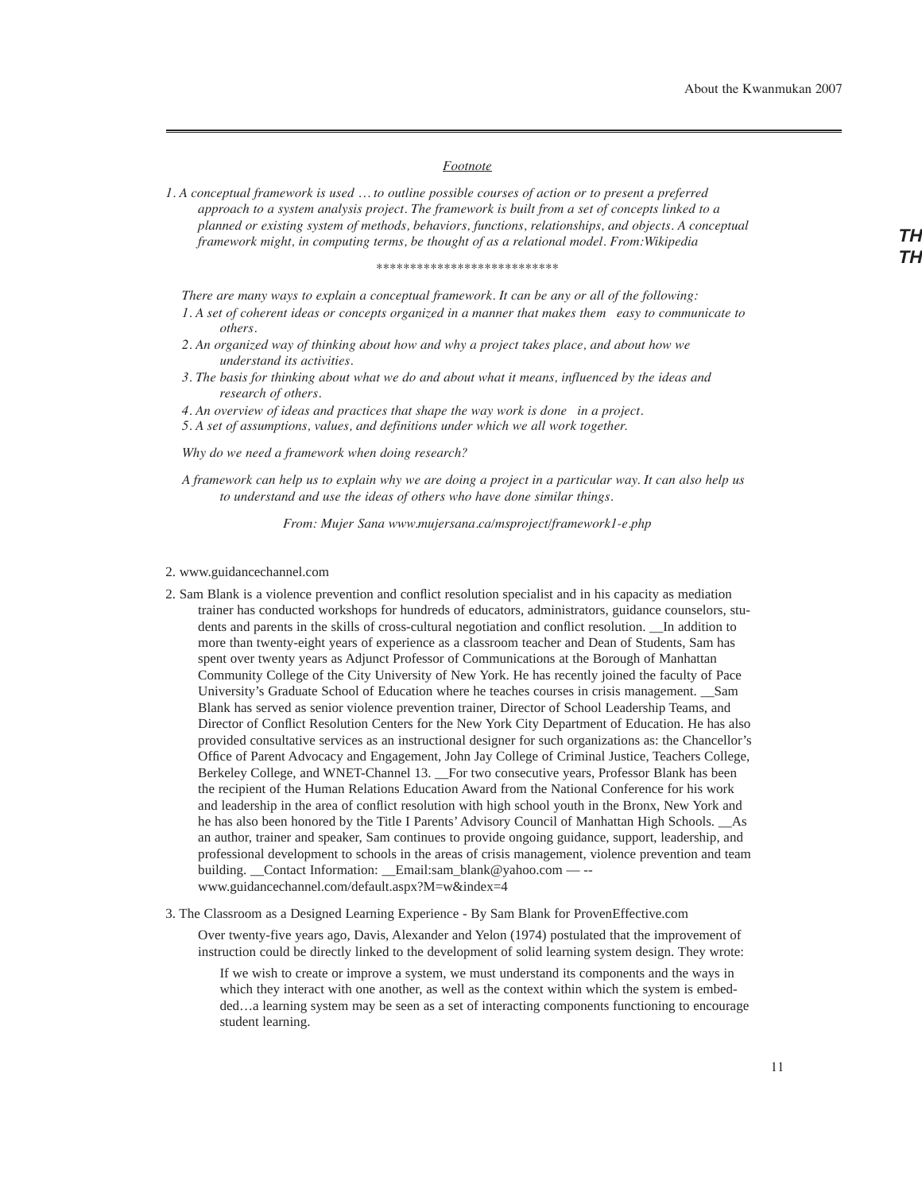*Footnote*

*1. A conceptual framework is used … to outline possible courses of action or to present a preferred approach to a system analysis project. The framework is built from a set of concepts linked to a planned or existing system of methods, behaviors, functions, relationships, and objects. A conceptual framework might, in computing terms, be thought of as a relational model. From:Wikipedia*

\*\*\*\*\*\*\*\*\*\*\*\*\*\*\*\*\*\*\*\*\*\*\*\*\*\*\*

*There are many ways to explain a conceptual framework. It can be any or all of the following:*

*1. A set of coherent ideas or concepts organized in a manner that makes them easy to communicate to others.*

*2. An organized way of thinking about how and why a project takes place, and about how we understand its activities.*

*3. The basis for thinking about what we do and about what it means, influenced by the ideas and research of others.*

*4. An overview of ideas and practices that shape the way work is done in a project.*

*5. A set of assumptions, values, and definitions under which we all work together.*

*Why do we need a framework when doing research?*

*A framework can help us to explain why we are doing a project in a particular way. It can also help us to understand and use the ideas of others who have done similar things.*

*From: Mujer Sana www.mujersana.ca/msproject/framework1-e.php*

2. www.guidancechannel.com

2. Sam Blank is a violence prevention and conflict resolution specialist and in his capacity as mediation trainer has conducted workshops for hundreds of educators, administrators, guidance counselors, students and parents in the skills of cross-cultural negotiation and conflict resolution. __In addition to more than twenty-eight years of experience as a classroom teacher and Dean of Students, Sam has spent over twenty years as Adjunct Professor of Communications at the Borough of Manhattan Community College of the City University of New York. He has recently joined the faculty of Pace University's Graduate School of Education where he teaches courses in crisis management. __Sam Blank has served as senior violence prevention trainer, Director of School Leadership Teams, and Director of Conflict Resolution Centers for the New York City Department of Education. He has also provided consultative services as an instructional designer for such organizations as: the Chancellor's Office of Parent Advocacy and Engagement, John Jay College of Criminal Justice, Teachers College, Berkeley College, and WNET-Channel 13. __For two consecutive years, Professor Blank has been the recipient of the Human Relations Education Award from the National Conference for his work and leadership in the area of conflict resolution with high school youth in the Bronx, New York and he has also been honored by the Title I Parents' Advisory Council of Manhattan High Schools. __As an author, trainer and speaker, Sam continues to provide ongoing guidance, support, leadership, and professional development to schools in the areas of crisis management, violence prevention and team building. __Contact Information: __Email:sam_blank@yahoo.com — -- www.guidancechannel.com/default.aspx?M=w&index=4

3. The Classroom as a Designed Learning Experience - By Sam Blank for ProvenEffective.com

Over twenty-five years ago, Davis, Alexander and Yelon (1974) postulated that the improvement of instruction could be directly linked to the development of solid learning system design. They wrote:

> If we wish to create or improve a system, we must understand its components and the ways in which they interact with one another, as well as the context within which the system is embedded…a learning system may be seen as a set of interacting components functioning to encourage student learning.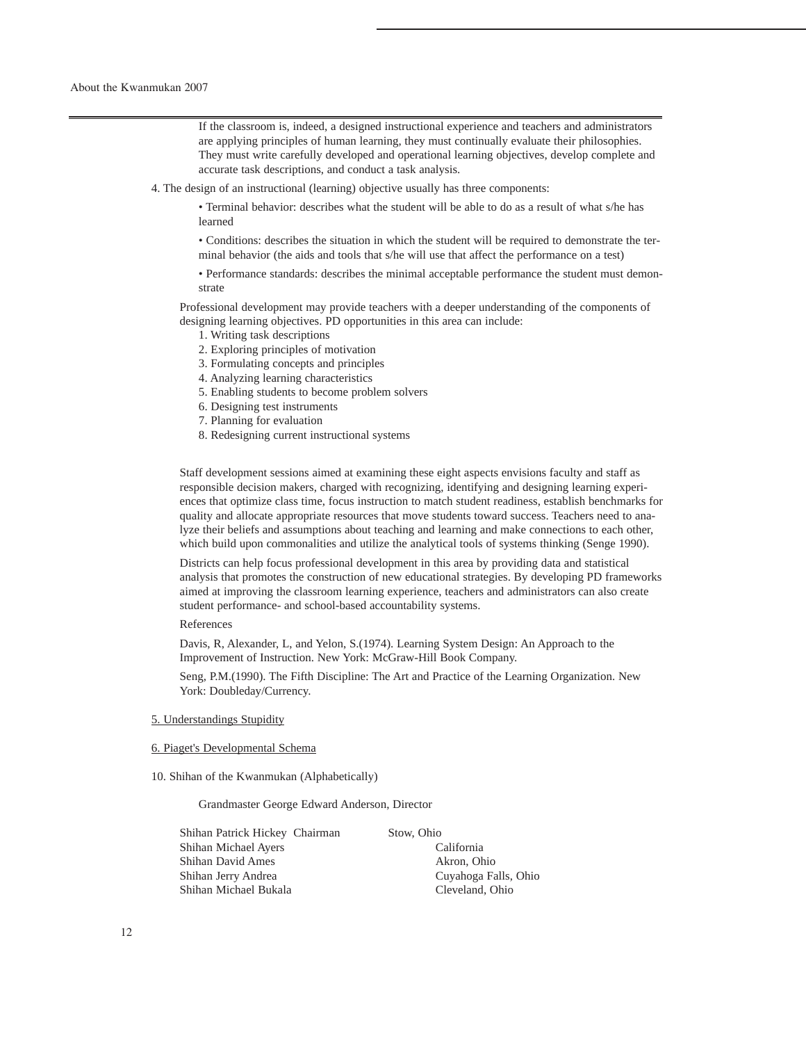If the classroom is, indeed, a designed instructional experience and teachers and administrators are applying principles of human learning, they must continually evaluate their philosophies. They must write carefully developed and operational learning objectives, develop complete and accurate task descriptions, and conduct a task analysis.

4. The design of an instructional (learning) objective usually has three components:

   • Terminal behavior: describes what the student will be able to do as a result of what s/he has learned

   • Conditions: describes the situation in which the student will be required to demonstrate the terminal behavior (the aids and tools that s/he will use that affect the performance on a test)

   • Performance standards: describes the minimal acceptable performance the student must demonstrate

   Professional development may provide teachers with a deeper understanding of the components of designing learning objectives. PD opportunities in this area can include:

   1. Writing task descriptions
   2. Exploring principles of motivation
   3. Formulating concepts and principles
   4. Analyzing learning characteristics
   5. Enabling students to become problem solvers
   6. Designing test instruments
   7. Planning for evaluation
   8. Redesigning current instructional systems

   Staff development sessions aimed at examining these eight aspects envisions faculty and staff as responsible decision makers, charged with recognizing, identifying and designing learning experiences that optimize class time, focus instruction to match student readiness, establish benchmarks for quality and allocate appropriate resources that move students toward success. Teachers need to analyze their beliefs and assumptions about teaching and learning and make connections to each other, which build upon commonalities and utilize the analytical tools of systems thinking (Senge 1990).

   Districts can help focus professional development in this area by providing data and statistical analysis that promotes the construction of new educational strategies. By developing PD frameworks aimed at improving the classroom learning experience, teachers and administrators can also create student performance- and school-based accountability systems.

   References

   Davis, R, Alexander, L, and Yelon, S.(1974). Learning System Design: An Approach to the Improvement of Instruction. New York: McGraw-Hill Book Company.

   Seng, P.M.(1990). The Fifth Discipline: The Art and Practice of the Learning Organization. New York: Doubleday/Currency.

5. Understandings Stupidity

6. Piaget's Developmental Schema

10. Shihan of the Kwanmukan (Alphabetically)

   Grandmaster George Edward Anderson, Director

| | |
|---|---|
| Shihan Patrick Hickey Chairman | Stow, Ohio |
| Shihan Michael Ayers | California |
| Shihan David Ames | Akron, Ohio |
| Shihan Jerry Andrea | Cuyahoga Falls, Ohio |
| Shihan Michael Bukala | Cleveland, Ohio |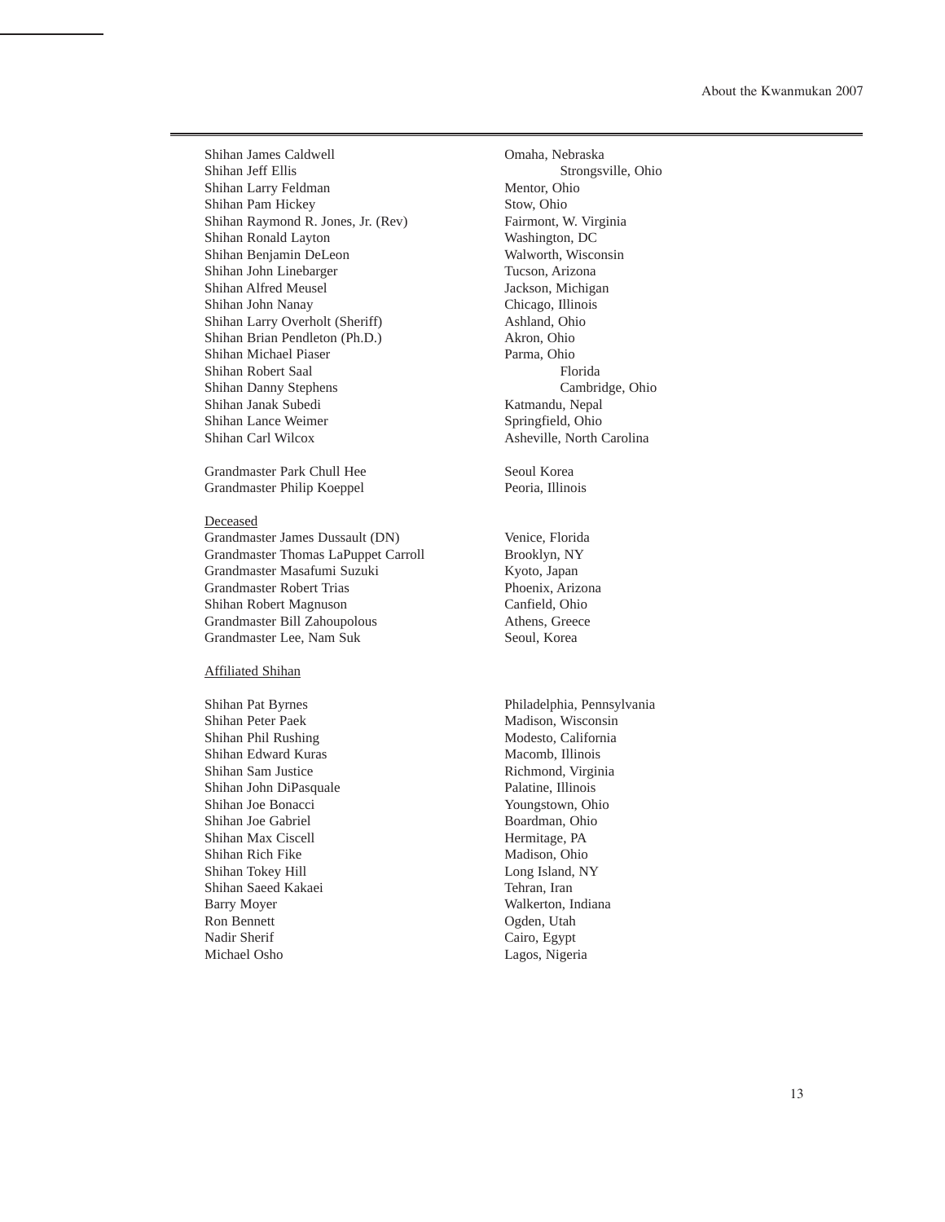| | |
|---|---|
| Shihan James Caldwell | Omaha, Nebraska |
| Shihan Jeff Ellis | Strongsville, Ohio |
| Shihan Larry Feldman | Mentor, Ohio |
| Shihan Pam Hickey | Stow, Ohio |
| Shihan Raymond R. Jones, Jr. (Rev) | Fairmont, W. Virginia |
| Shihan Ronald Layton | Washington, DC |
| Shihan Benjamin DeLeon | Walworth, Wisconsin |
| Shihan John Linebarger | Tucson, Arizona |
| Shihan Alfred Meusel | Jackson, Michigan |
| Shihan John Nanay | Chicago, Illinois |
| Shihan Larry Overholt (Sheriff) | Ashland, Ohio |
| Shihan Brian Pendleton (Ph.D.) | Akron, Ohio |
| Shihan Michael Piaser | Parma, Ohio |
| Shihan Robert Saal | Florida |
| Shihan Danny Stephens | Cambridge, Ohio |
| Shihan Janak Subedi | Katmandu, Nepal |
| Shihan Lance Weimer | Springfield, Ohio |
| Shihan Carl Wilcox | Asheville, North Carolina |

| | |
|---|---|
| Grandmaster Park Chull Hee | Seoul Korea |
| Grandmaster Philip Koeppel | Peoria, Illinois |

<u>Deceased</u>

| | |
|---|---|
| Grandmaster James Dussault (DN) | Venice, Florida |
| Grandmaster Thomas LaPuppet Carroll | Brooklyn, NY |
| Grandmaster Masafumi Suzuki | Kyoto, Japan |
| Grandmaster Robert Trias | Phoenix, Arizona |
| Shihan Robert Magnuson | Canfield, Ohio |
| Grandmaster Bill Zahoupolous | Athens, Greece |
| Grandmaster Lee, Nam Suk | Seoul, Korea |

<u>Affiliated Shihan</u>

| | |
|---|---|
| Shihan Pat Byrnes | Philadelphia, Pennsylvania |
| Shihan Peter Paek | Madison, Wisconsin |
| Shihan Phil Rushing | Modesto, California |
| Shihan Edward Kuras | Macomb, Illinois |
| Shihan Sam Justice | Richmond, Virginia |
| Shihan John DiPasquale | Palatine, Illinois |
| Shihan Joe Bonacci | Youngstown, Ohio |
| Shihan Joe Gabriel | Boardman, Ohio |
| Shihan Max Ciscell | Hermitage, PA |
| Shihan Rich Fike | Madison, Ohio |
| Shihan Tokey Hill | Long Island, NY |
| Shihan Saeed Kakaei | Tehran, Iran |
| Barry Moyer | Walkerton, Indiana |
| Ron Bennett | Ogden, Utah |
| Nadir Sherif | Cairo, Egypt |
| Michael Osho | Lagos, Nigeria |